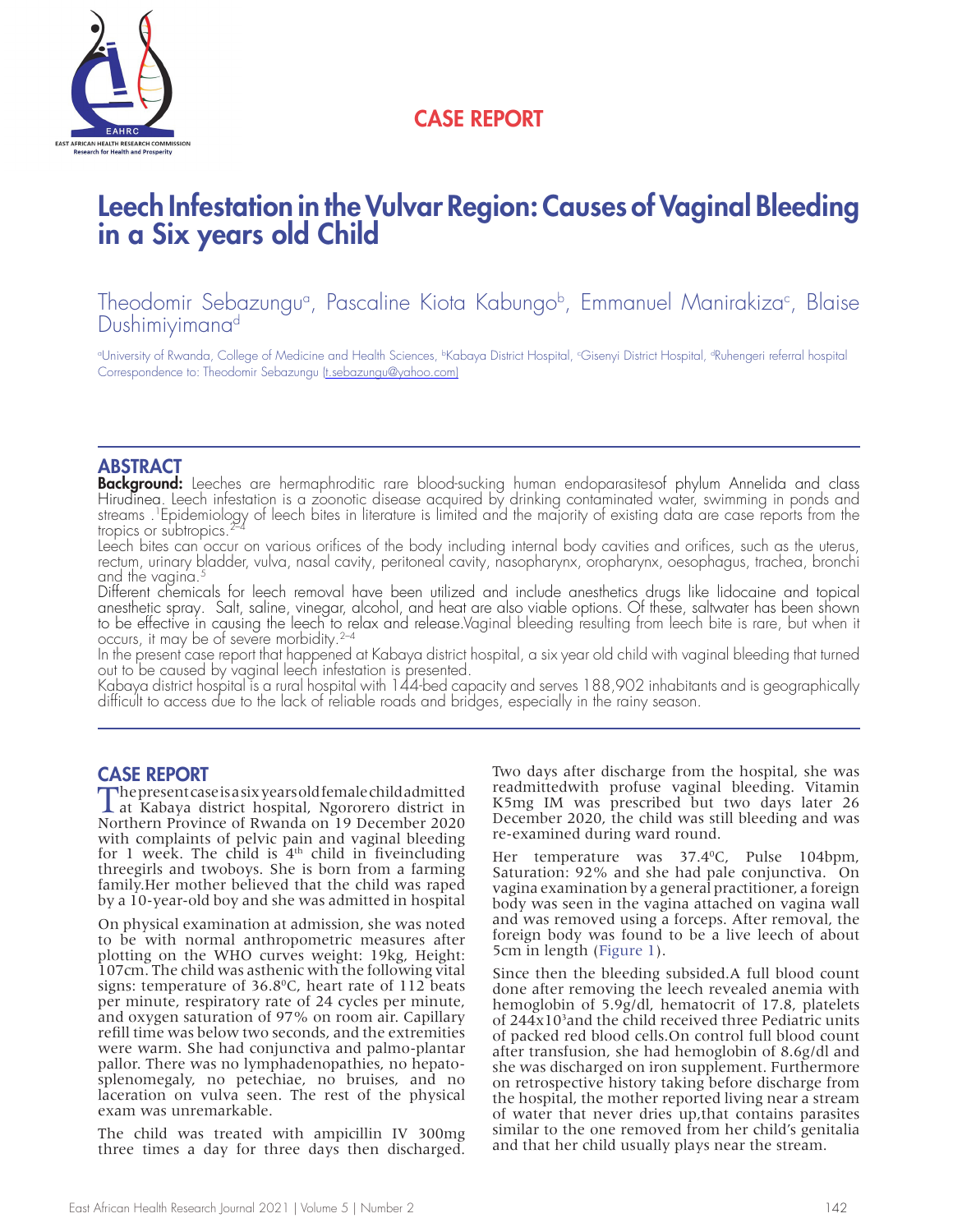CASE REPORT

# Leech Infestation in the Vulvar Region: Causes of Vaginal Bleeding in a Six years old Child

Theodomir Sebazungu[a], Pascaline Kiota Kabungo[b], Emmanuel Manirakiza[c], Blaise Dushimiyimana[d]

[a]University of Rwanda, College of Medicine and Health Sciences, [b]Kabaya District Hospital, [c]Gisenyi District Hospital, [d]Ruhengeri referral hospital
Correspondence to: Theodomir Sebazungu (t.sebazungu@yahoo.com)

## ABSTRACT

**Background:** Leeches are hermaphroditic rare blood-sucking human endoparasitesof phylum Annelida and class Hirudinea. Leech infestation is a zoonotic disease acquired by drinking contaminated water, swimming in ponds and streams .[1]Epidemiology of leech bites in literature is limited and the majority of existing data are case reports from the tropics or subtropics.[2–4]

Leech bites can occur on various orifices of the body including internal body cavities and orifices, such as the uterus, rectum, urinary bladder, vulva, nasal cavity, peritoneal cavity, nasopharynx, oropharynx, oesophagus, trachea, bronchi and the vagina.[5]

Different chemicals for leech removal have been utilized and include anesthetics drugs like lidocaine and topical anesthetic spray. Salt, saline, vinegar, alcohol, and heat are also viable options. Of these, saltwater has been shown to be effective in causing the leech to relax and release.Vaginal bleeding resulting from leech bite is rare, but when it occurs, it may be of severe morbidity.[2–4]

In the present case report that happened at Kabaya district hospital, a six year old child with vaginal bleeding that turned out to be caused by vaginal leech infestation is presented.

Kabaya district hospital is a rural hospital with 144-bed capacity and serves 188,902 inhabitants and is geographically difficult to access due to the lack of reliable roads and bridges, especially in the rainy season.

## CASE REPORT

The present case is a six years old female child admitted at Kabaya district hospital, Ngororero district in Northern Province of Rwanda on 19 December 2020 with complaints of pelvic pain and vaginal bleeding for 1 week. The child is 4th child in fiveincluding threegirls and twoboys. She is born from a farming family.Her mother believed that the child was raped by a 10-year-old boy and she was admitted in hospital

On physical examination at admission, she was noted to be with normal anthropometric measures after plotting on the WHO curves weight: 19kg, Height: 107cm. The child was asthenic with the following vital signs: temperature of 36.8°C, heart rate of 112 beats per minute, respiratory rate of 24 cycles per minute, and oxygen saturation of 97% on room air. Capillary refill time was below two seconds, and the extremities were warm. She had conjunctiva and palmo-plantar pallor. There was no lymphadenopathies, no hepato-splenomegaly, no petechiae, no bruises, and no laceration on vulva seen. The rest of the physical exam was unremarkable.

The child was treated with ampicillin IV 300mg three times a day for three days then discharged. Two days after discharge from the hospital, she was readmittedwith profuse vaginal bleeding. Vitamin K5mg IM was prescribed but two days later 26 December 2020, the child was still bleeding and was re-examined during ward round.

Her temperature was 37.4°C, Pulse 104bpm, Saturation: 92% and she had pale conjunctiva. On vagina examination by a general practitioner, a foreign body was seen in the vagina attached on vagina wall and was removed using a forceps. After removal, the foreign body was found to be a live leech of about 5cm in length (Figure 1).

Since then the bleeding subsided.A full blood count done after removing the leech revealed anemia with hemoglobin of 5.9g/dl, hematocrit of 17.8, platelets of $244x10^3$and the child received three Pediatric units of packed red blood cells.On control full blood count after transfusion, she had hemoglobin of 8.6g/dl and she was discharged on iron supplement. Furthermore on retrospective history taking before discharge from the hospital, the mother reported living near a stream of water that never dries up,that contains parasites similar to the one removed from her child's genitalia and that her child usually plays near the stream.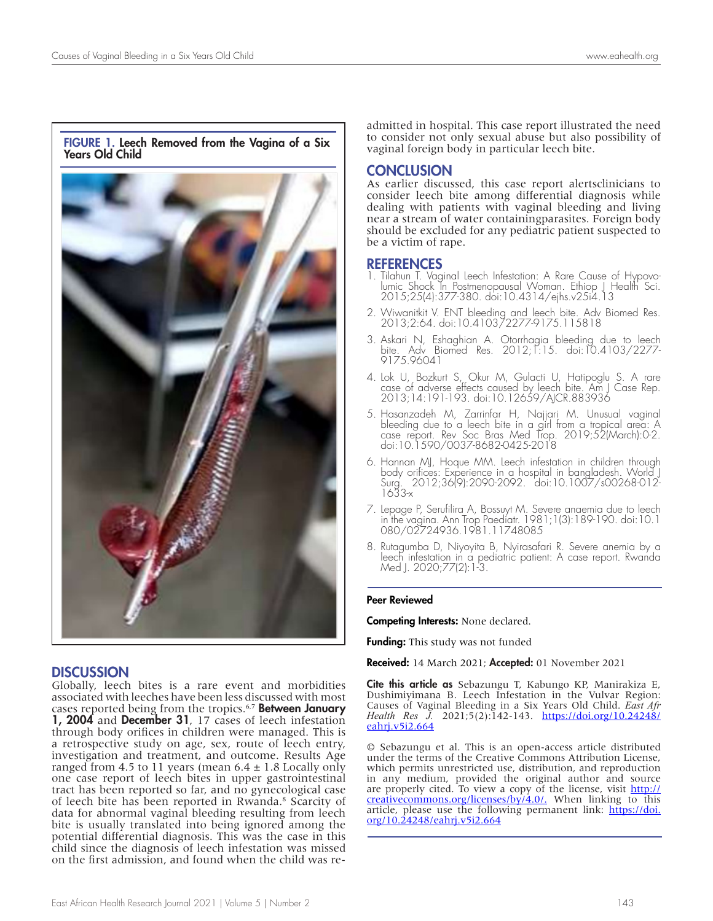**FIGURE 1. Leech Removed from the Vagina of a Six Years Old Child**

## DISCUSSION

Globally, leech bites is a rare event and morbidities associated with leeches have been less discussed with most cases reported being from the tropics.[6,7] **Between January 1, 2004** and **December 31**, 17 cases of leech infestation through body orifices in children were managed. This is a retrospective study on age, sex, route of leech entry, investigation and treatment, and outcome. Results Age ranged from 4.5 to 11 years (mean 6.4 ± 1.8 Locally only one case report of leech bites in upper gastrointestinal tract has been reported so far, and no gynecological case of leech bite has been reported in Rwanda.[8] Scarcity of data for abnormal vaginal bleeding resulting from leech bite is usually translated into being ignored among the potential differential diagnosis. This was the case in this child since the diagnosis of leech infestation was missed on the first admission, and found when the child was re-admitted in hospital. This case report illustrated the need to consider not only sexual abuse but also possibility of vaginal foreign body in particular leech bite.

## CONCLUSION

As earlier discussed, this case report alertsclinicians to consider leech bite among differential diagnosis while dealing with patients with vaginal bleeding and living near a stream of water containingparasites. Foreign body should be excluded for any pediatric patient suspected to be a victim of rape.

## REFERENCES

1. Tilahun T. Vaginal Leech Infestation: A Rare Cause of Hypovolumic Shock In Postmenopausal Woman. Ethiop J Health Sci. 2015;25(4):377-380. doi:10.4314/ejhs.v25i4.13
2. Wiwanitkit V. ENT bleeding and leech bite. Adv Biomed Res. 2013;2:64. doi:10.4103/2277-9175.115818
3. Askari N, Eshaghian A. Otorrhagia bleeding due to leech bite. Adv Biomed Res. 2012;1:15. doi:10.4103/2277-9175.96041
4. Lok U, Bozkurt S, Okur M, Gulacti U, Hatipoglu S. A rare case of adverse effects caused by leech bite. Am J Case Rep. 2013;14:191-193. doi:10.12659/AJCR.883936
5. Hasanzadeh M, Zarrinfar H, Najjari M. Unusual vaginal bleeding due to a leech bite in a girl from a tropical area: A case report. Rev Soc Bras Med Trop. 2019;52(March):0-2. doi:10.1590/0037-8682-0425-2018
6. Hannan MJ, Hoque MM. Leech infestation in children through body orifices: Experience in a hospital in bangladesh. World J Surg. 2012;36(9):2090-2092. doi:10.1007/s00268-012-1633-x
7. Lepage P, Serufilira A, Bossuyt M. Severe anaemia due to leech in the vagina. Ann Trop Paediatr. 1981;1(3):189-190. doi:10.1080/02724936.1981.11748085
8. Rutagumba D, Niyoyita B, Nyirasafari R. Severe anemia by a leech infestation in a pediatric patient: A case report. Rwanda Med J. 2020;77(2):1-3.

**Peer Reviewed**

**Competing Interests:** None declared.

**Funding:** This study was not funded

**Received:** 14 March 2021; **Accepted:** 01 November 2021

**Cite this article as** Sebazungu T, Kabungo KP, Manirakiza E, Dushimiyimana B. Leech Infestation in the Vulvar Region: Causes of Vaginal Bleeding in a Six Years Old Child. *East Afr Health Res J.* 2021;5(2):142-143. https://doi.org/10.24248/eahrj.v5i2.664

© Sebazungu et al. This is an open-access article distributed under the terms of the Creative Commons Attribution License, which permits unrestricted use, distribution, and reproduction in any medium, provided the original author and source are properly cited. To view a copy of the license, visit http://creativecommons.org/licenses/by/4.0/. When linking to this article, please use the following permanent link: https://doi.org/10.24248/eahrj.v5i2.664